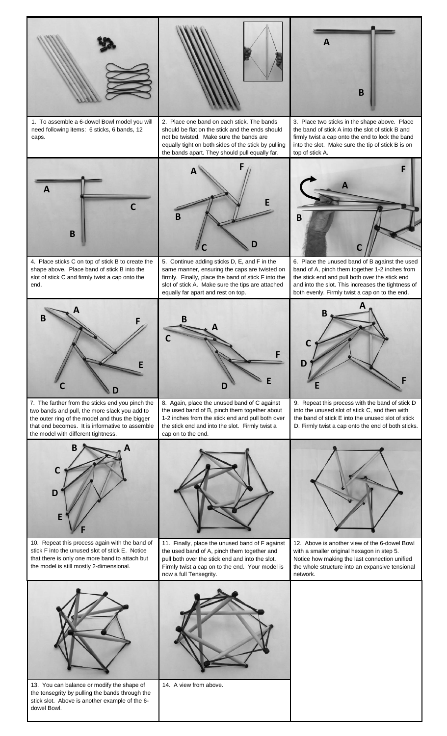1. To assemble a 6-dowel Bowl model you will need following items: 6 sticks, 6 bands, 12 caps.

2. Place one band on each stick. The bands should be flat on the stick and the ends should not be twisted. Make sure the bands are equally tight on both sides of the stick by pulling the bands apart. They should pull equally far.

3. Place two sticks in the shape above. Place the band of stick A into the slot of stick B and firmly twist a cap onto the end to lock the band into the slot. Make sure the tip of stick B is on top of stick A.

4. Place sticks C on top of stick B to create the shape above. Place band of stick B into the slot of stick C and firmly twist a cap onto the end.

5. Continue adding sticks D, E, and F in the same manner, ensuring the caps are twisted on firmly. Finally, place the band of stick F into the slot of stick A. Make sure the tips are attached equally far apart and rest on top.

6. Place the unused band of B against the used band of A, pinch them together 1-2 inches from the stick end and pull both over the stick end and into the slot. This increases the tightness of both evenly. Firmly twist a cap on to the end.

7. The farther from the sticks end you pinch the two bands and pull, the more slack you add to the outer ring of the model and thus the bigger that end becomes. It is informative to assemble the model with different tightness.

8. Again, place the unused band of C against the used band of B, pinch them together about 1-2 inches from the stick end and pull both over the stick end and into the slot. Firmly twist a cap on to the end.

9. Repeat this process with the band of stick D into the unused slot of stick C, and then with the band of stick E into the unused slot of stick D. Firmly twist a cap onto the end of both sticks.

10. Repeat this process again with the band of stick F into the unused slot of stick E. Notice that there is only one more band to attach but the model is still mostly 2-dimensional.

11. Finally, place the unused band of F against the used band of A, pinch them together and pull both over the stick end and into the slot. Firmly twist a cap on to the end. Your model is now a full Tensegrity.

12. Above is another view of the 6-dowel Bowl with a smaller original hexagon in step 5. Notice how making the last connection unified the whole structure into an expansive tensional network.

13. You can balance or modify the shape of the tensegrity by pulling the bands through the stick slot. Above is another example of the 6-dowel Bowl.

14. A view from above.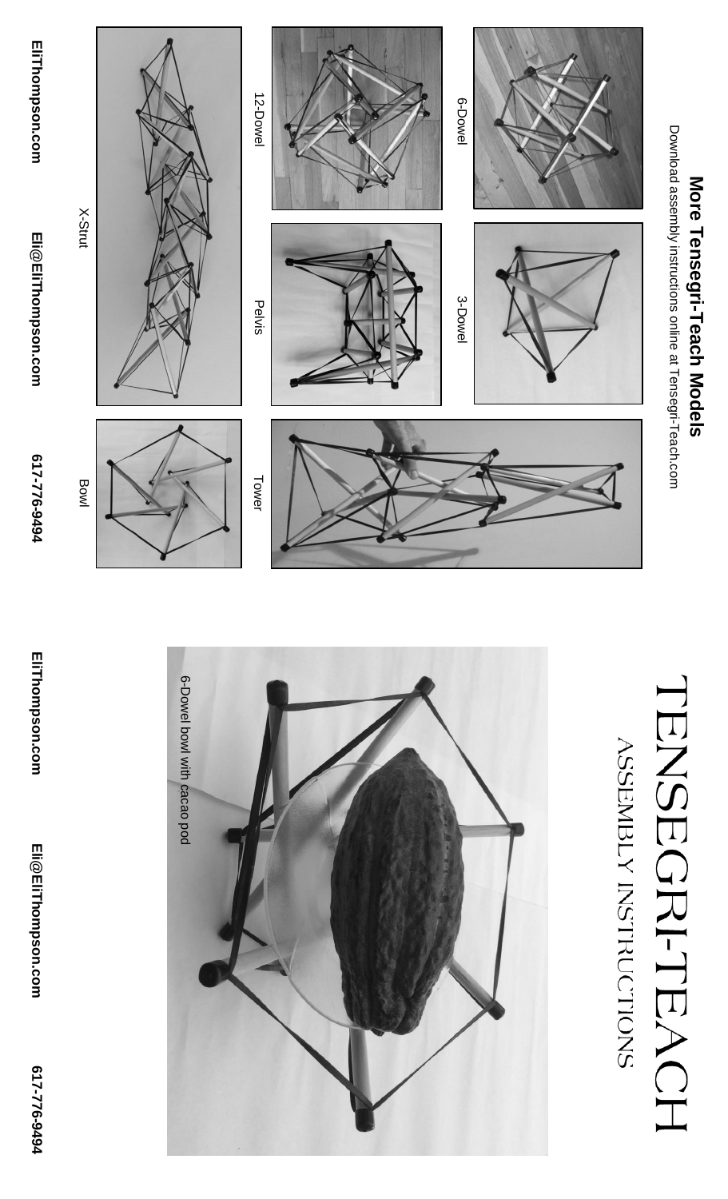# TENSEGRI-TEACH

## ASSEMBLY INSTRUCTIONS

6-Dowel bowl with cacao pod

EliThompson.com

Eli@EliThompson.com

617-776-9494

## More Tensegri-Teach Models

Download assembly instructions online at Tensegri-Teach.com

6-Dowel

3-Dowel

12-Dowel

Pelvis

Tower

X-Strut

Bowl

EliThompson.com

Eli@EliThompson.com

617-776-9494